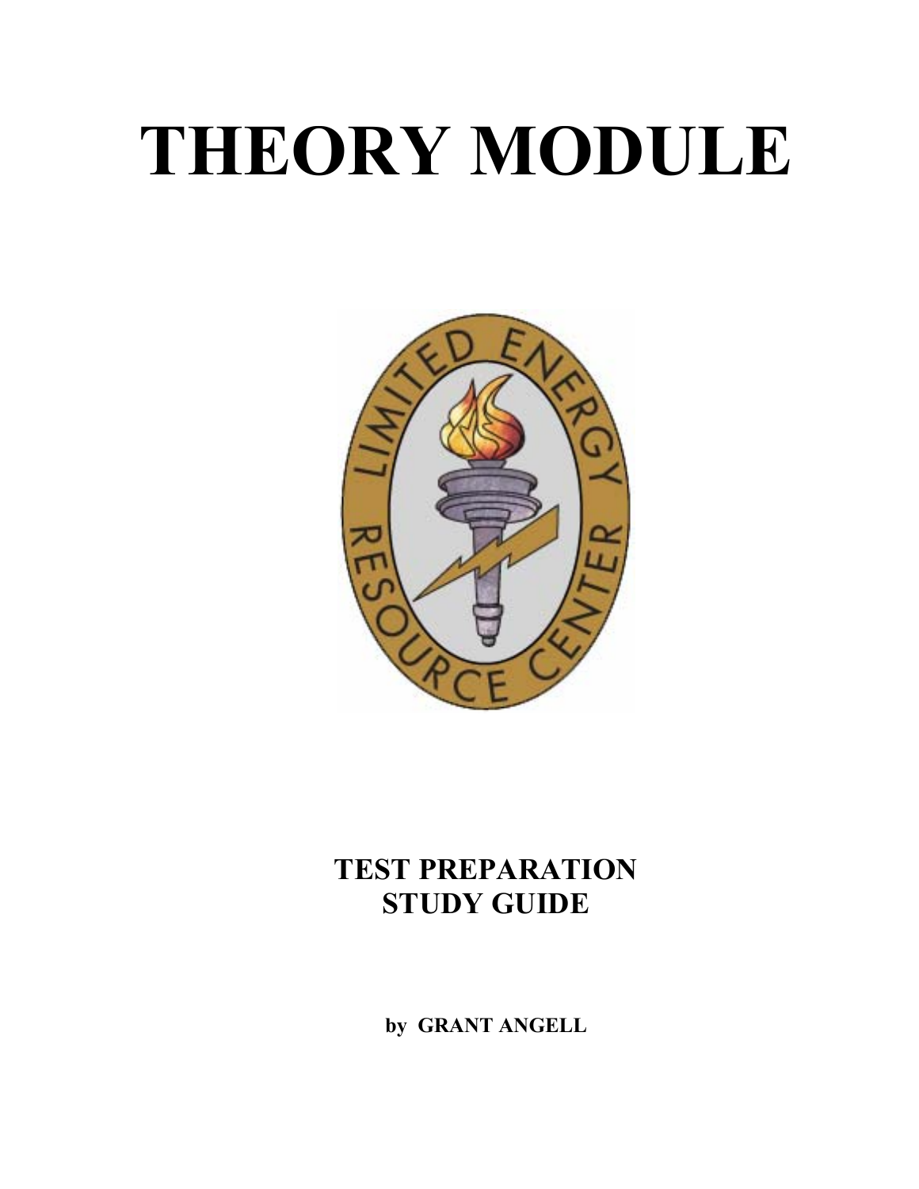# THEORY MODULE

**TEST PREPARATION STUDY GUIDE**

**by GRANT ANGELL**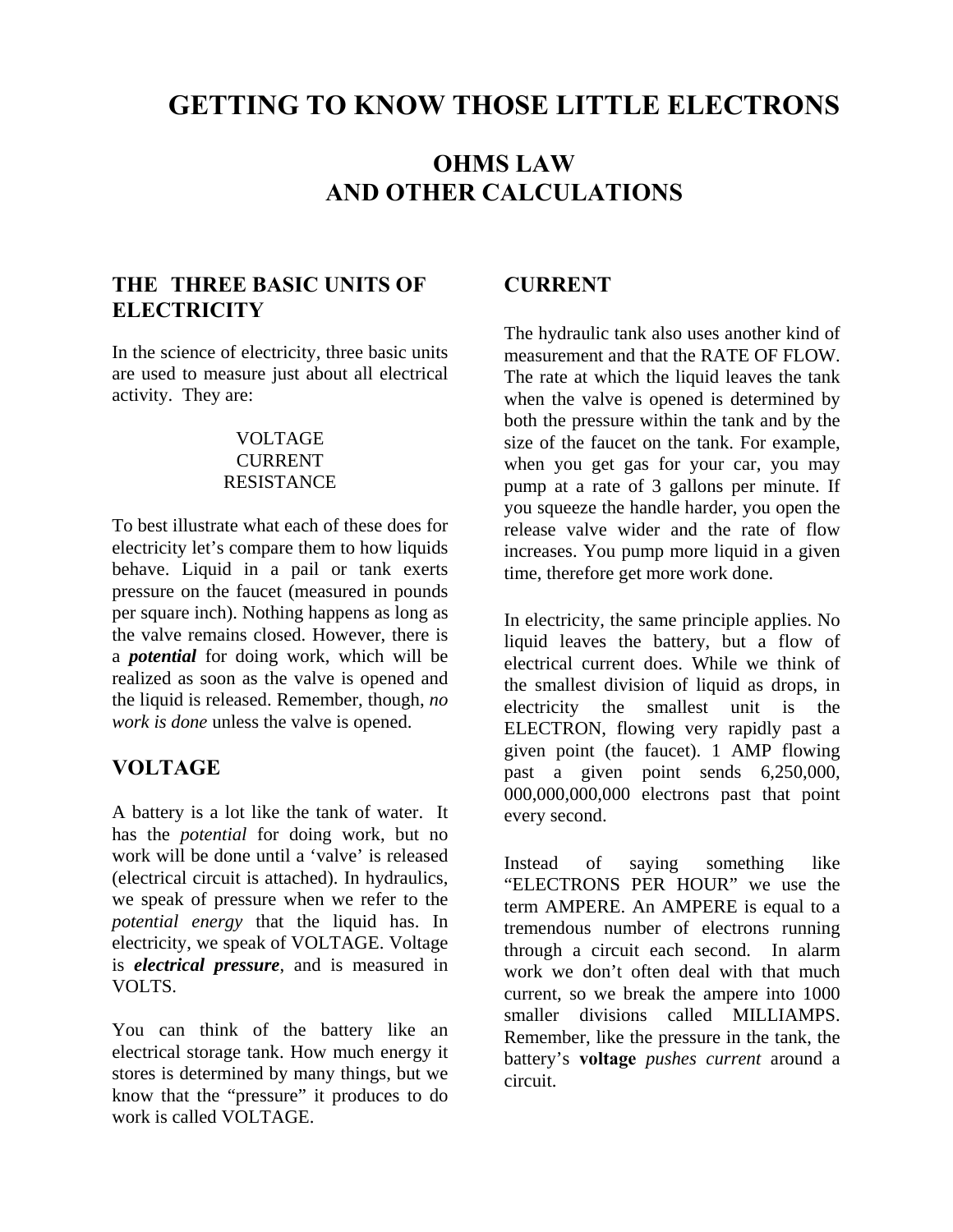# GETTING TO KNOW THOSE LITTLE ELECTRONS

## OHMS LAW
## AND OTHER CALCULATIONS

### THE THREE BASIC UNITS OF ELECTRICITY

In the science of electricity, three basic units are used to measure just about all electrical activity. They are:

VOLTAGE
CURRENT
RESISTANCE

To best illustrate what each of these does for electricity let's compare them to how liquids behave. Liquid in a pail or tank exerts pressure on the faucet (measured in pounds per square inch). Nothing happens as long as the valve remains closed. However, there is a ***potential*** for doing work, which will be realized as soon as the valve is opened and the liquid is released. Remember, though, *no work is done* unless the valve is opened.

### VOLTAGE

A battery is a lot like the tank of water. It has the *potential* for doing work, but no work will be done until a 'valve' is released (electrical circuit is attached). In hydraulics, we speak of pressure when we refer to the *potential energy* that the liquid has. In electricity, we speak of VOLTAGE. Voltage is ***electrical pressure***, and is measured in VOLTS.

You can think of the battery like an electrical storage tank. How much energy it stores is determined by many things, but we know that the "pressure" it produces to do work is called VOLTAGE.

### CURRENT

The hydraulic tank also uses another kind of measurement and that the RATE OF FLOW. The rate at which the liquid leaves the tank when the valve is opened is determined by both the pressure within the tank and by the size of the faucet on the tank. For example, when you get gas for your car, you may pump at a rate of 3 gallons per minute. If you squeeze the handle harder, you open the release valve wider and the rate of flow increases. You pump more liquid in a given time, therefore get more work done.

In electricity, the same principle applies. No liquid leaves the battery, but a flow of electrical current does. While we think of the smallest division of liquid as drops, in electricity the smallest unit is the ELECTRON, flowing very rapidly past a given point (the faucet). 1 AMP flowing past a given point sends 6,250,000, 000,000,000,000 electrons past that point every second.

Instead of saying something like "ELECTRONS PER HOUR" we use the term AMPERE. An AMPERE is equal to a tremendous number of electrons running through a circuit each second. In alarm work we don't often deal with that much current, so we break the ampere into 1000 smaller divisions called MILLIAMPS. Remember, like the pressure in the tank, the battery's **voltage** *pushes current* around a circuit.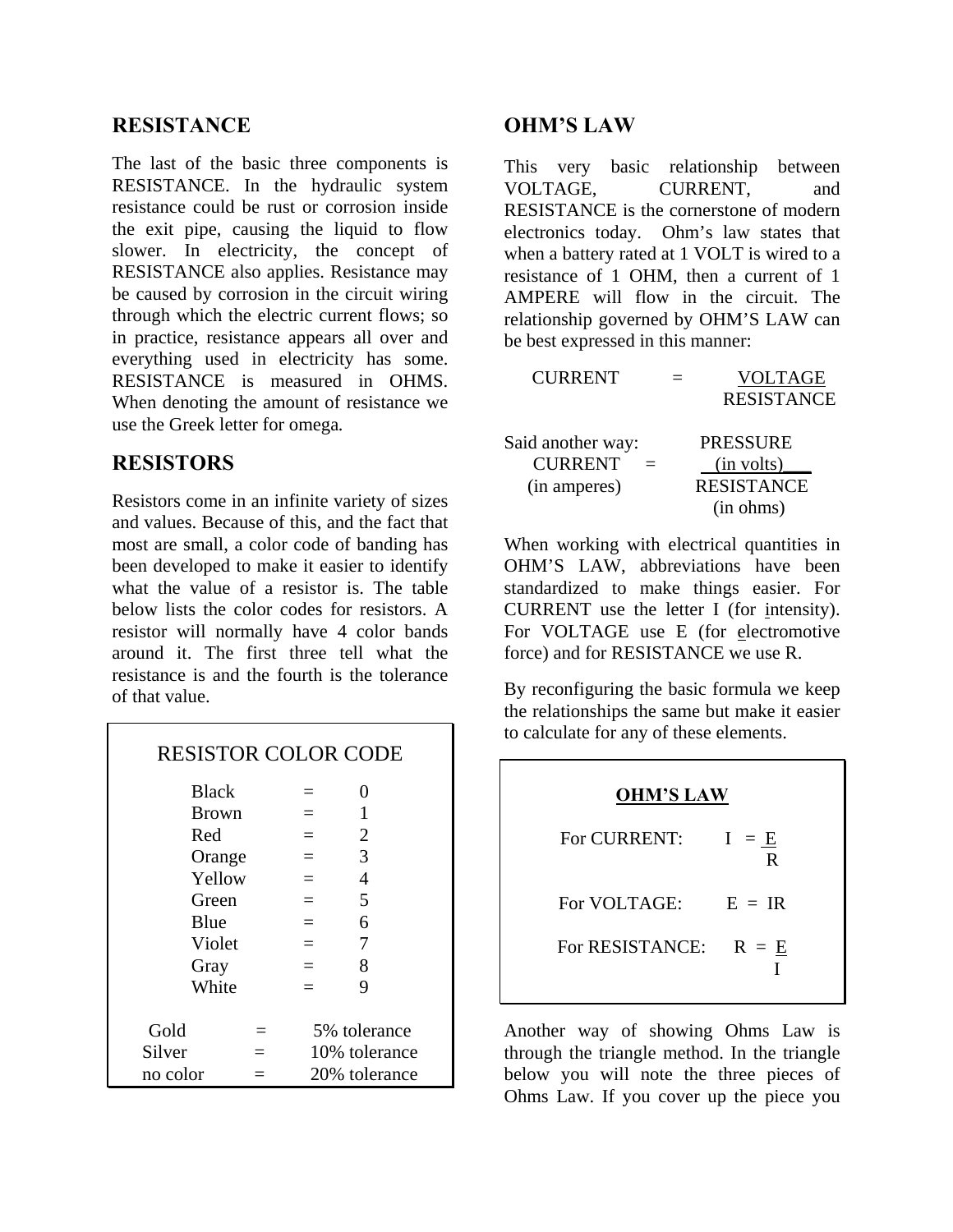## RESISTANCE

The last of the basic three components is RESISTANCE. In the hydraulic system resistance could be rust or corrosion inside the exit pipe, causing the liquid to flow slower. In electricity, the concept of RESISTANCE also applies. Resistance may be caused by corrosion in the circuit wiring through which the electric current flows; so in practice, resistance appears all over and everything used in electricity has some. RESISTANCE is measured in OHMS. When denoting the amount of resistance we use the Greek letter for omega.

## RESISTORS

Resistors come in an infinite variety of sizes and values. Because of this, and the fact that most are small, a color code of banding has been developed to make it easier to identify what the value of a resistor is. The table below lists the color codes for resistors. A resistor will normally have 4 color bands around it. The first three tell what the resistance is and the fourth is the tolerance of that value.

**RESISTOR COLOR CODE**

| Color | | Value |
|---|---|---|
| Black | = | 0 |
| Brown | = | 1 |
| Red | = | 2 |
| Orange | = | 3 |
| Yellow | = | 4 |
| Green | = | 5 |
| Blue | = | 6 |
| Violet | = | 7 |
| Gray | = | 8 |
| White | = | 9 |
| Gold | = | 5% tolerance |
| Silver | = | 10% tolerance |
| no color | = | 20% tolerance |

## OHM'S LAW

This very basic relationship between VOLTAGE, CURRENT, and RESISTANCE is the cornerstone of modern electronics today. Ohm's law states that when a battery rated at 1 VOLT is wired to a resistance of 1 OHM, then a current of 1 AMPERE will flow in the circuit. The relationship governed by OHM'S LAW can be best expressed in this manner:

$$\text{CURRENT} = \frac{\text{VOLTAGE}}{\text{RESISTANCE}}$$

Said another way:

$$\underset{\text{(in amperes)}}{\text{CURRENT}} = \frac{\text{PRESSURE (in volts)}}{\text{RESISTANCE (in ohms)}}$$

When working with electrical quantities in OHM'S LAW, abbreviations have been standardized to make things easier. For CURRENT use the letter I (for intensity). For VOLTAGE use E (for electromotive force) and for RESISTANCE we use R.

By reconfiguring the basic formula we keep the relationships the same but make it easier to calculate for any of these elements.

**OHM'S LAW**

For CURRENT: $I = \frac{E}{R}$

For VOLTAGE: $E = IR$

For RESISTANCE: $R = \frac{E}{I}$

Another way of showing Ohms Law is through the triangle method. In the triangle below you will note the three pieces of Ohms Law. If you cover up the piece you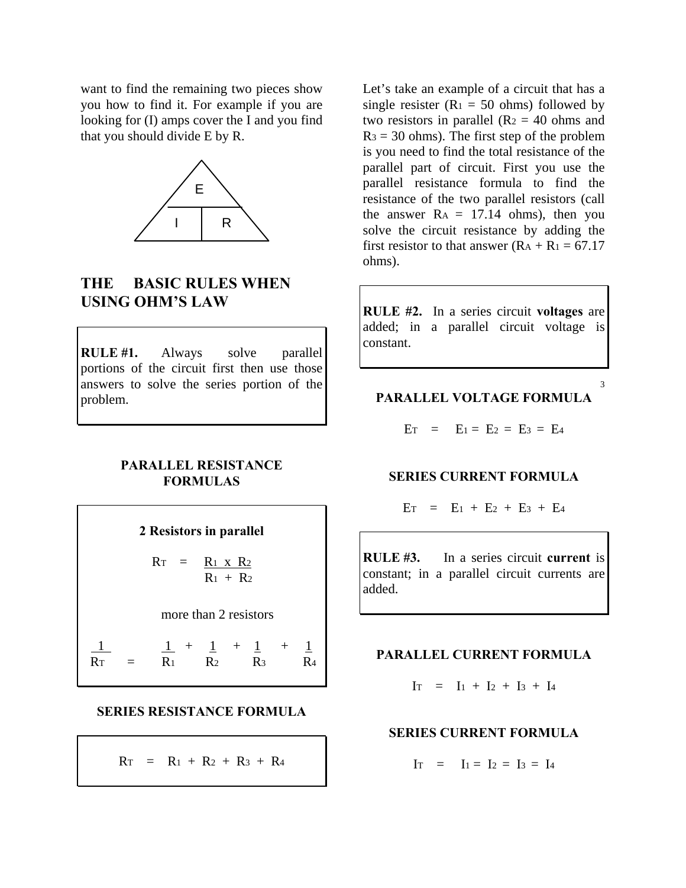want to find the remaining two pieces show you how to find it. For example if you are looking for (I) amps cover the I and you find that you should divide E by R.

E

I R

## THE BASIC RULES WHEN USING OHM'S LAW

**RULE #1.** Always solve parallel portions of the circuit first then use those answers to solve the series portion of the problem.

### PARALLEL RESISTANCE FORMULAS

**2 Resistors in parallel**

$$R_T = \frac{R_1 \times R_2}{R_1 + R_2}$$

more than 2 resistors

$$\frac{1}{R_T} = \frac{1}{R_1} + \frac{1}{R_2} + \frac{1}{R_3} + \frac{1}{R_4}$$

### SERIES RESISTANCE FORMULA

$$R_T = R_1 + R_2 + R_3 + R_4$$

Let's take an example of a circuit that has a single resister ($R_1$ = 50 ohms) followed by two resistors in parallel ($R_2$ = 40 ohms and $R_3$ = 30 ohms). The first step of the problem is you need to find the total resistance of the parallel part of circuit. First you use the parallel resistance formula to find the resistance of the two parallel resistors (call the answer $R_A$ = 17.14 ohms), then you solve the circuit resistance by adding the first resistor to that answer ($R_A + R_1$ = 67.17 ohms).

**RULE #2.** In a series circuit **voltages** are added; in a parallel circuit voltage is constant.

### PARALLEL VOLTAGE FORMULA

$$E_T = E_1 = E_2 = E_3 = E_4$$

### SERIES CURRENT FORMULA

$$E_T = E_1 + E_2 + E_3 + E_4$$

**RULE #3.** In a series circuit **current** is constant; in a parallel circuit currents are added.

### PARALLEL CURRENT FORMULA

$$I_T = I_1 + I_2 + I_3 + I_4$$

### SERIES CURRENT FORMULA

$$I_T = I_1 = I_2 = I_3 = I_4$$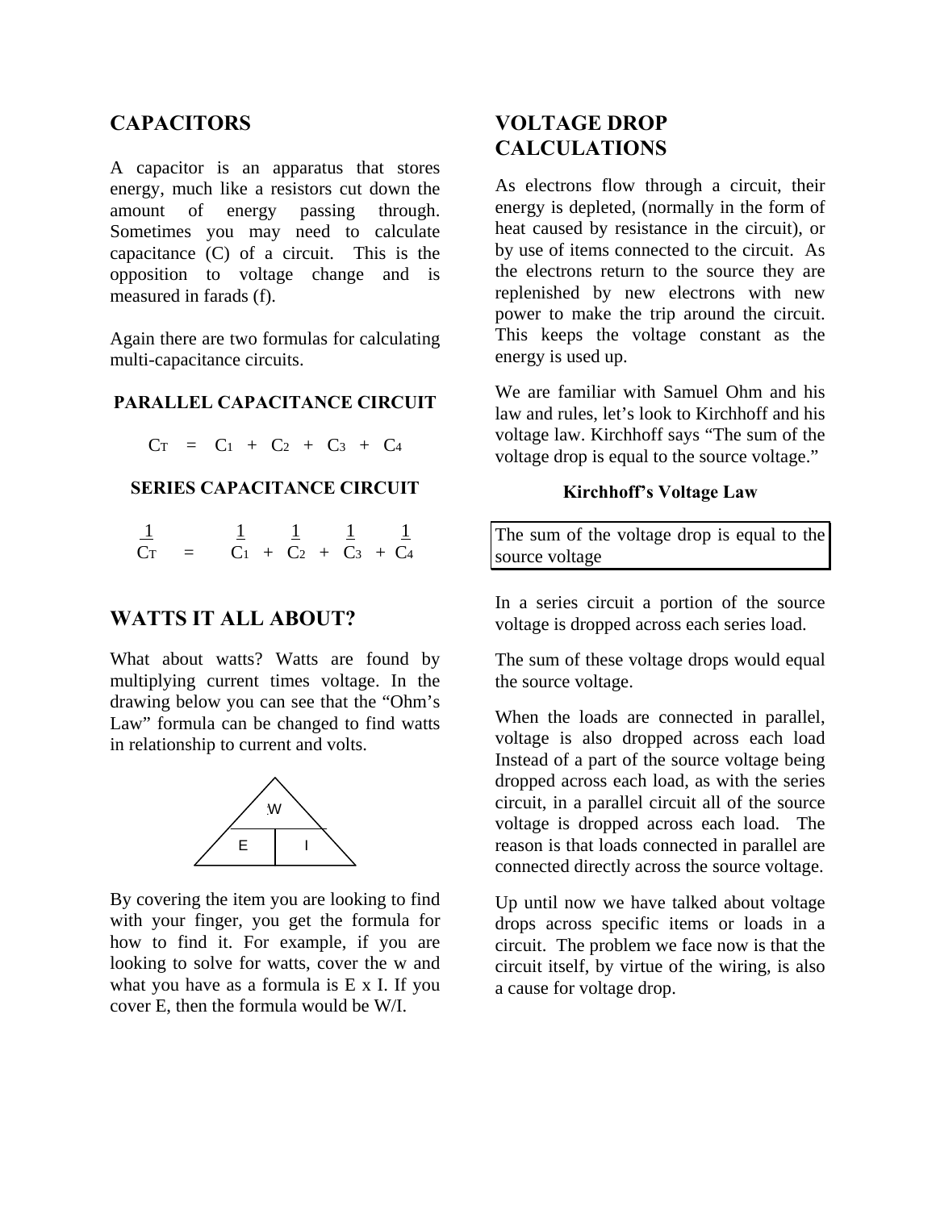## CAPACITORS

A capacitor is an apparatus that stores energy, much like a resistors cut down the amount of energy passing through. Sometimes you may need to calculate capacitance (C) of a circuit. This is the opposition to voltage change and is measured in farads (f).

Again there are two formulas for calculating multi-capacitance circuits.

**PARALLEL CAPACITANCE CIRCUIT**

$$C_T = C_1 + C_2 + C_3 + C_4$$

**SERIES CAPACITANCE CIRCUIT**

$$\frac{1}{C_T} = \frac{1}{C_1} + \frac{1}{C_2} + \frac{1}{C_3} + \frac{1}{C_4}$$

## WATTS IT ALL ABOUT?

What about watts? Watts are found by multiplying current times voltage. In the drawing below you can see that the "Ohm's Law" formula can be changed to find watts in relationship to current and volts.

| W | |
|---|---|
| E | I |

By covering the item you are looking to find with your finger, you get the formula for how to find it. For example, if you are looking to solve for watts, cover the w and what you have as a formula is E x I. If you cover E, then the formula would be W/I.

## VOLTAGE DROP CALCULATIONS

As electrons flow through a circuit, their energy is depleted, (normally in the form of heat caused by resistance in the circuit), or by use of items connected to the circuit. As the electrons return to the source they are replenished by new electrons with new power to make the trip around the circuit. This keeps the voltage constant as the energy is used up.

We are familiar with Samuel Ohm and his law and rules, let's look to Kirchhoff and his voltage law. Kirchhoff says "The sum of the voltage drop is equal to the source voltage."

**Kirchhoff's Voltage Law**

> The sum of the voltage drop is equal to the source voltage

In a series circuit a portion of the source voltage is dropped across each series load.

The sum of these voltage drops would equal the source voltage.

When the loads are connected in parallel, voltage is also dropped across each load Instead of a part of the source voltage being dropped across each load, as with the series circuit, in a parallel circuit all of the source voltage is dropped across each load. The reason is that loads connected in parallel are connected directly across the source voltage.

Up until now we have talked about voltage drops across specific items or loads in a circuit. The problem we face now is that the circuit itself, by virtue of the wiring, is also a cause for voltage drop.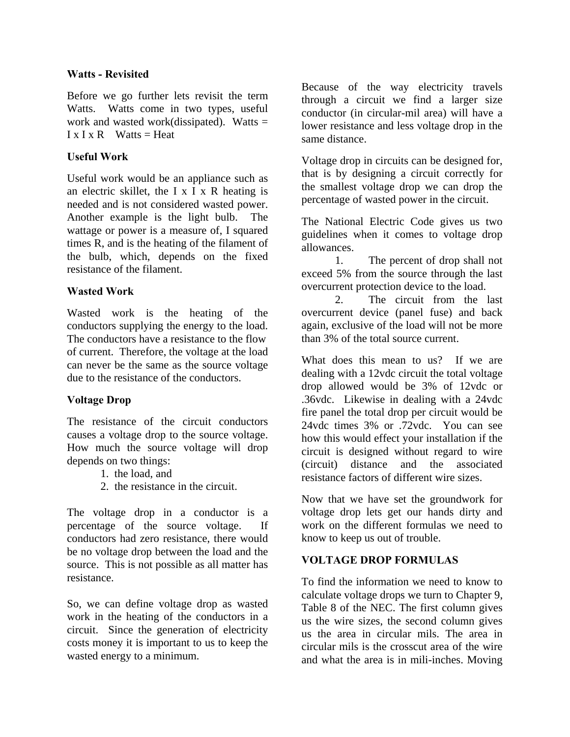### Watts - Revisited

Before we go further lets revisit the term Watts. Watts come in two types, useful work and wasted work(dissipated). Watts = I x I x R    Watts = Heat

### Useful Work

Useful work would be an appliance such as an electric skillet, the I x I x R heating is needed and is not considered wasted power. Another example is the light bulb. The wattage or power is a measure of, I squared times R, and is the heating of the filament of the bulb, which, depends on the fixed resistance of the filament.

### Wasted Work

Wasted work is the heating of the conductors supplying the energy to the load. The conductors have a resistance to the flow of current. Therefore, the voltage at the load can never be the same as the source voltage due to the resistance of the conductors.

### Voltage Drop

The resistance of the circuit conductors causes a voltage drop to the source voltage. How much the source voltage will drop depends on two things:

1. the load, and
2. the resistance in the circuit.

The voltage drop in a conductor is a percentage of the source voltage. If conductors had zero resistance, there would be no voltage drop between the load and the source. This is not possible as all matter has resistance.

So, we can define voltage drop as wasted work in the heating of the conductors in a circuit. Since the generation of electricity costs money it is important to us to keep the wasted energy to a minimum.

Because of the way electricity travels through a circuit we find a larger size conductor (in circular-mil area) will have a lower resistance and less voltage drop in the same distance.

Voltage drop in circuits can be designed for, that is by designing a circuit correctly for the smallest voltage drop we can drop the percentage of wasted power in the circuit.

The National Electric Code gives us two guidelines when it comes to voltage drop allowances.

1. The percent of drop shall not exceed 5% from the source through the last overcurrent protection device to the load.
2. The circuit from the last overcurrent device (panel fuse) and back again, exclusive of the load will not be more than 3% of the total source current.

What does this mean to us? If we are dealing with a 12vdc circuit the total voltage drop allowed would be 3% of 12vdc or .36vdc. Likewise in dealing with a 24vdc fire panel the total drop per circuit would be 24vdc times 3% or .72vdc. You can see how this would effect your installation if the circuit is designed without regard to wire (circuit) distance and the associated resistance factors of different wire sizes.

Now that we have set the groundwork for voltage drop lets get our hands dirty and work on the different formulas we need to know to keep us out of trouble.

### VOLTAGE DROP FORMULAS

To find the information we need to know to calculate voltage drops we turn to Chapter 9, Table 8 of the NEC. The first column gives us the wire sizes, the second column gives us the area in circular mils. The area in circular mils is the crosscut area of the wire and what the area is in mili-inches. Moving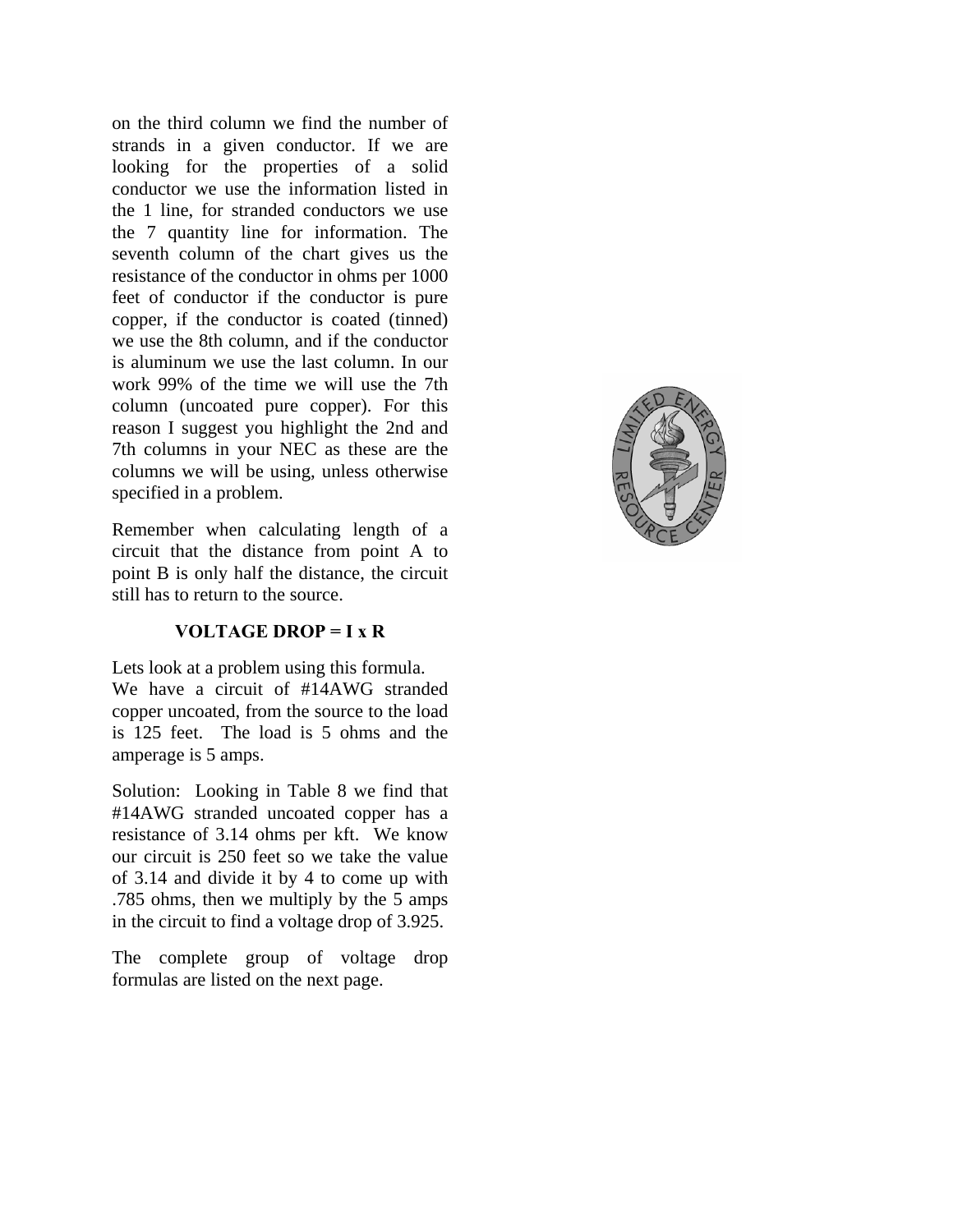on the third column we find the number of strands in a given conductor. If we are looking for the properties of a solid conductor we use the information listed in the 1 line, for stranded conductors we use the 7 quantity line for information. The seventh column of the chart gives us the resistance of the conductor in ohms per 1000 feet of conductor if the conductor is pure copper, if the conductor is coated (tinned) we use the 8th column, and if the conductor is aluminum we use the last column. In our work 99% of the time we will use the 7th column (uncoated pure copper). For this reason I suggest you highlight the 2nd and 7th columns in your NEC as these are the columns we will be using, unless otherwise specified in a problem.

Remember when calculating length of a circuit that the distance from point A to point B is only half the distance, the circuit still has to return to the source.

**VOLTAGE DROP = I x R**

Lets look at a problem using this formula.
We have a circuit of #14AWG stranded copper uncoated, from the source to the load is 125 feet. The load is 5 ohms and the amperage is 5 amps.

Solution: Looking in Table 8 we find that #14AWG stranded uncoated copper has a resistance of 3.14 ohms per kft. We know our circuit is 250 feet so we take the value of 3.14 and divide it by 4 to come up with .785 ohms, then we multiply by the 5 amps in the circuit to find a voltage drop of 3.925.

The complete group of voltage drop formulas are listed on the next page.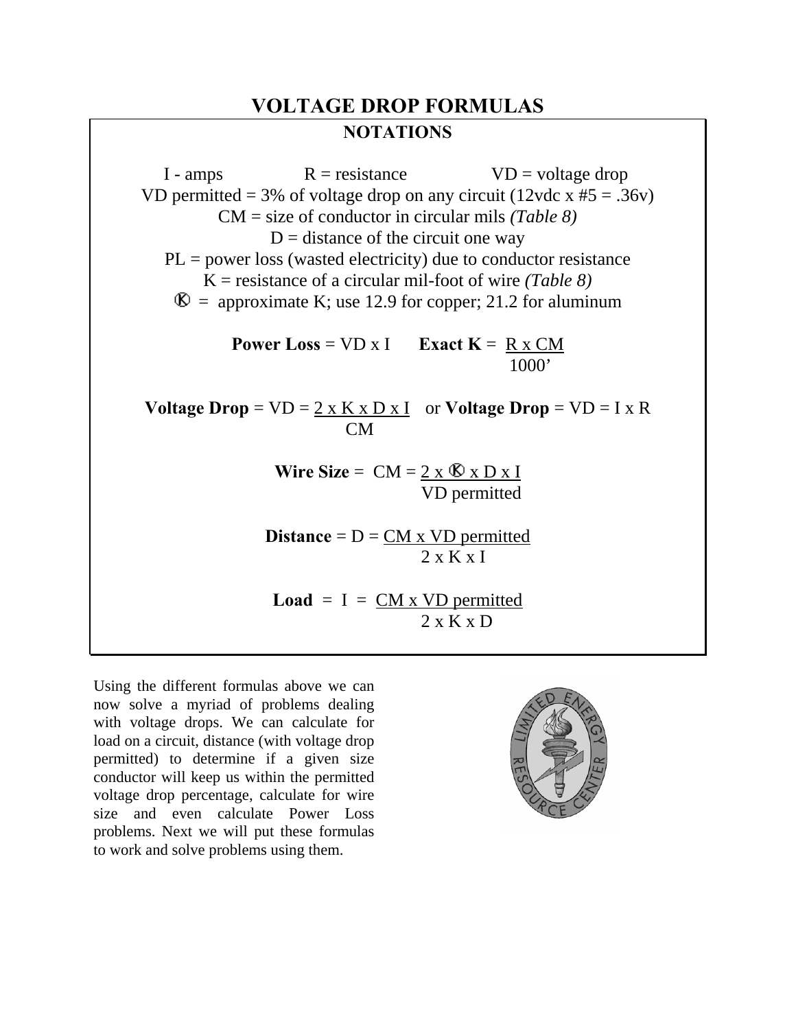# VOLTAGE DROP FORMULAS

## NOTATIONS

I - amps　　　R = resistance　　　VD = voltage drop

VD permitted = 3% of voltage drop on any circuit (12vdc x #5 = .36v)

CM = size of conductor in circular mils *(Table 8)*

D = distance of the circuit one way

PL = power loss (wasted electricity) due to conductor resistance

K = resistance of a circular mil-foot of wire *(Table 8)*

Ⓚ = approximate K; use 12.9 for copper; 21.2 for aluminum

**Power Loss** = VD x I　　**Exact K** = $\frac{R \times CM}{1000'}$

**Voltage Drop** = VD = $\frac{2 \times K \times D \times I}{CM}$ or **Voltage Drop** = VD = I x R

**Wire Size** = CM = $\frac{2 \times Ⓚ \times D \times I}{\text{VD permitted}}$

**Distance** = D = $\frac{CM \times \text{VD permitted}}{2 \times K \times I}$

**Load** = I = $\frac{CM \times \text{VD permitted}}{2 \times K \times D}$

Using the different formulas above we can now solve a myriad of problems dealing with voltage drops. We can calculate for load on a circuit, distance (with voltage drop permitted) to determine if a given size conductor will keep us within the permitted voltage drop percentage, calculate for wire size and even calculate Power Loss problems. Next we will put these formulas to work and solve problems using them.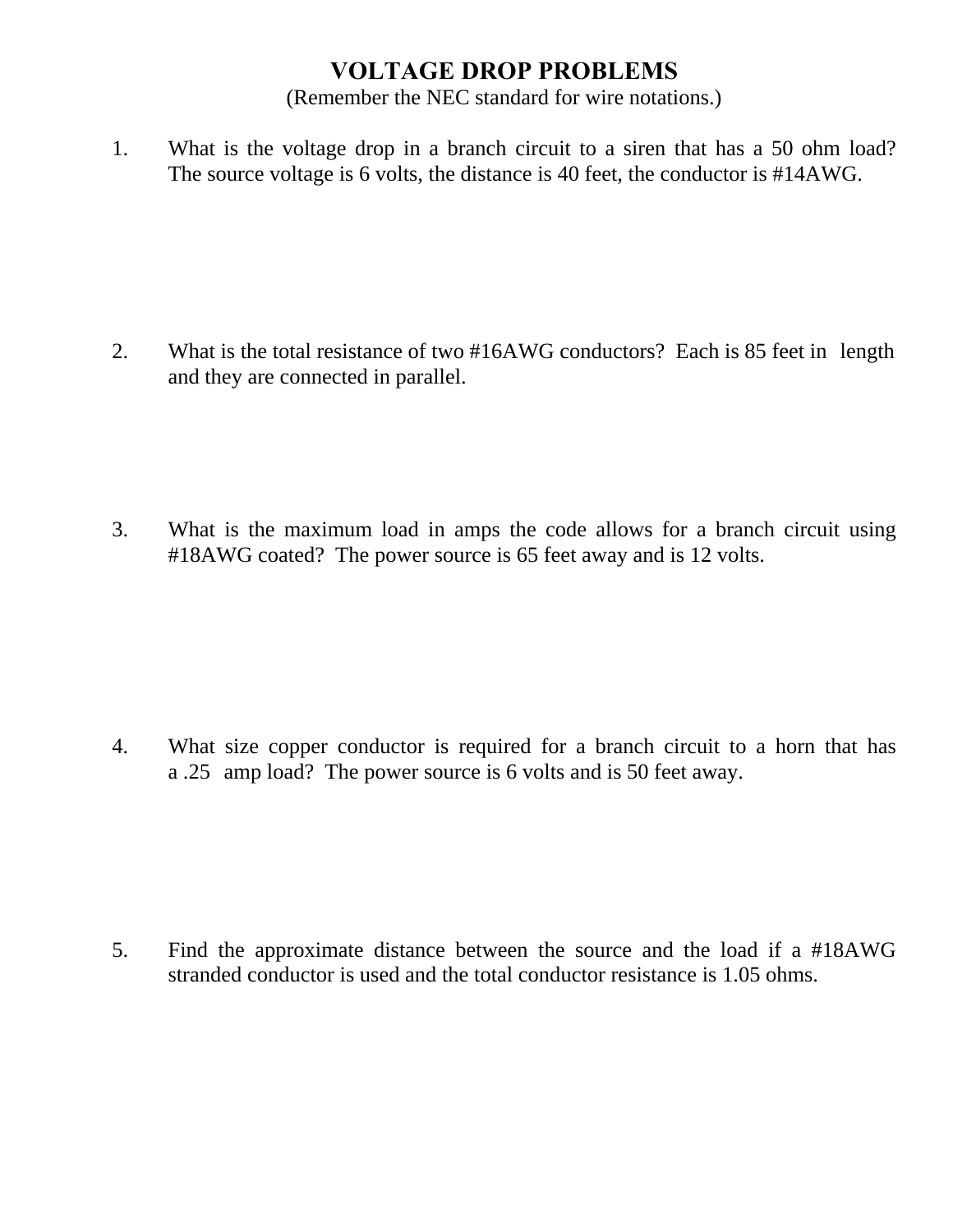# VOLTAGE DROP PROBLEMS

(Remember the NEC standard for wire notations.)

1. What is the voltage drop in a branch circuit to a siren that has a 50 ohm load? The source voltage is 6 volts, the distance is 40 feet, the conductor is #14AWG.

2. What is the total resistance of two #16AWG conductors? Each is 85 feet in length and they are connected in parallel.

3. What is the maximum load in amps the code allows for a branch circuit using #18AWG coated? The power source is 65 feet away and is 12 volts.

4. What size copper conductor is required for a branch circuit to a horn that has a .25 amp load? The power source is 6 volts and is 50 feet away.

5. Find the approximate distance between the source and the load if a #18AWG stranded conductor is used and the total conductor resistance is 1.05 ohms.